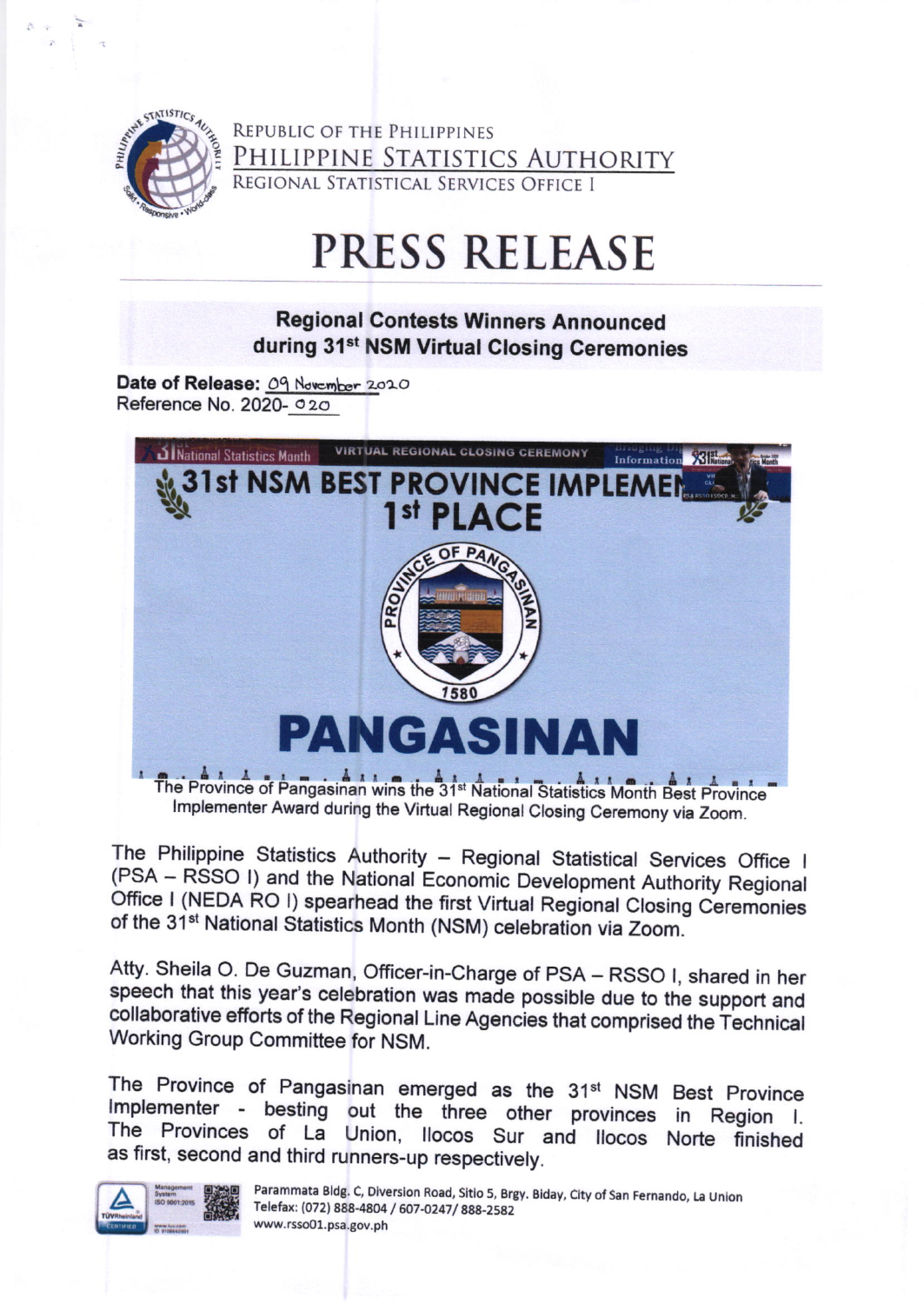REPUBLIC OF THE PHILIPPINES
PHILIPPINE STATISTICS AUTHORITY
REGIONAL STATISTICAL SERVICES OFFICE I

# PRESS RELEASE

## Regional Contests Winners Announced during 31st NSM Virtual Closing Ceremonies

**Date of Release:** 09 November 2020
Reference No. 2020- 020

The Province of Pangasinan wins the 31st National Statistics Month Best Province Implementer Award during the Virtual Regional Closing Ceremony via Zoom.

The Philippine Statistics Authority – Regional Statistical Services Office I (PSA – RSSO I) and the National Economic Development Authority Regional Office I (NEDA RO I) spearhead the first Virtual Regional Closing Ceremonies of the 31st National Statistics Month (NSM) celebration via Zoom.

Atty. Sheila O. De Guzman, Officer-in-Charge of PSA – RSSO I, shared in her speech that this year's celebration was made possible due to the support and collaborative efforts of the Regional Line Agencies that comprised the Technical Working Group Committee for NSM.

The Province of Pangasinan emerged as the 31st NSM Best Province Implementer - besting out the three other provinces in Region I. The Provinces of La Union, Ilocos Sur and Ilocos Norte finished as first, second and third runners-up respectively.

Parammata Bldg. C, Diversion Road, Sitio 5, Brgy. Biday, City of San Fernando, La Union
Telefax: (072) 888-4804 / 607-0247/ 888-2582
www.rsso01.psa.gov.ph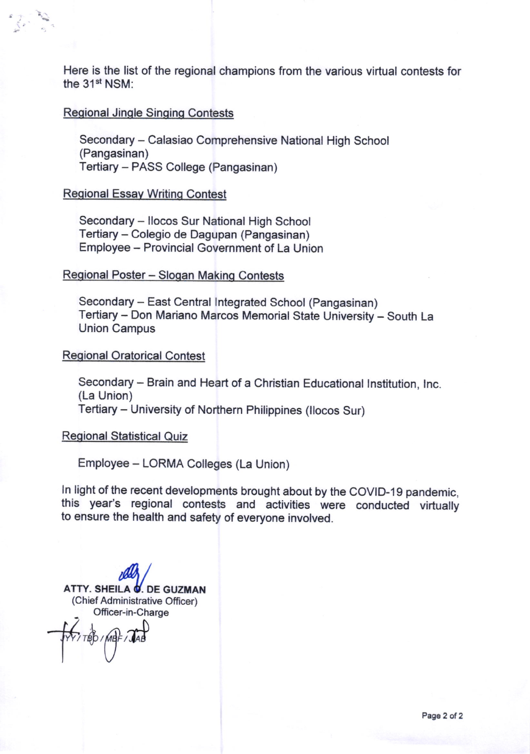Here is the list of the regional champions from the various virtual contests for the 31st NSM:

<u>Regional Jingle Singing Contests</u>

Secondary – Calasiao Comprehensive National High School (Pangasinan)
Tertiary – PASS College (Pangasinan)

<u>Regional Essay Writing Contest</u>

Secondary – Ilocos Sur National High School
Tertiary – Colegio de Dagupan (Pangasinan)
Employee – Provincial Government of La Union

<u>Regional Poster – Slogan Making Contests</u>

Secondary – East Central Integrated School (Pangasinan)
Tertiary – Don Mariano Marcos Memorial State University – South La Union Campus

<u>Regional Oratorical Contest</u>

Secondary – Brain and Heart of a Christian Educational Institution, Inc. (La Union)
Tertiary – University of Northern Philippines (Ilocos Sur)

<u>Regional Statistical Quiz</u>

Employee – LORMA Colleges (La Union)

In light of the recent developments brought about by the COVID-19 pandemic, this year's regional contests and activities were conducted virtually to ensure the health and safety of everyone involved.

**ATTY. SHEILA O. DE GUZMAN**
(Chief Administrative Officer)
Officer-in-Charge

JYY/TBD/MBF/JAB